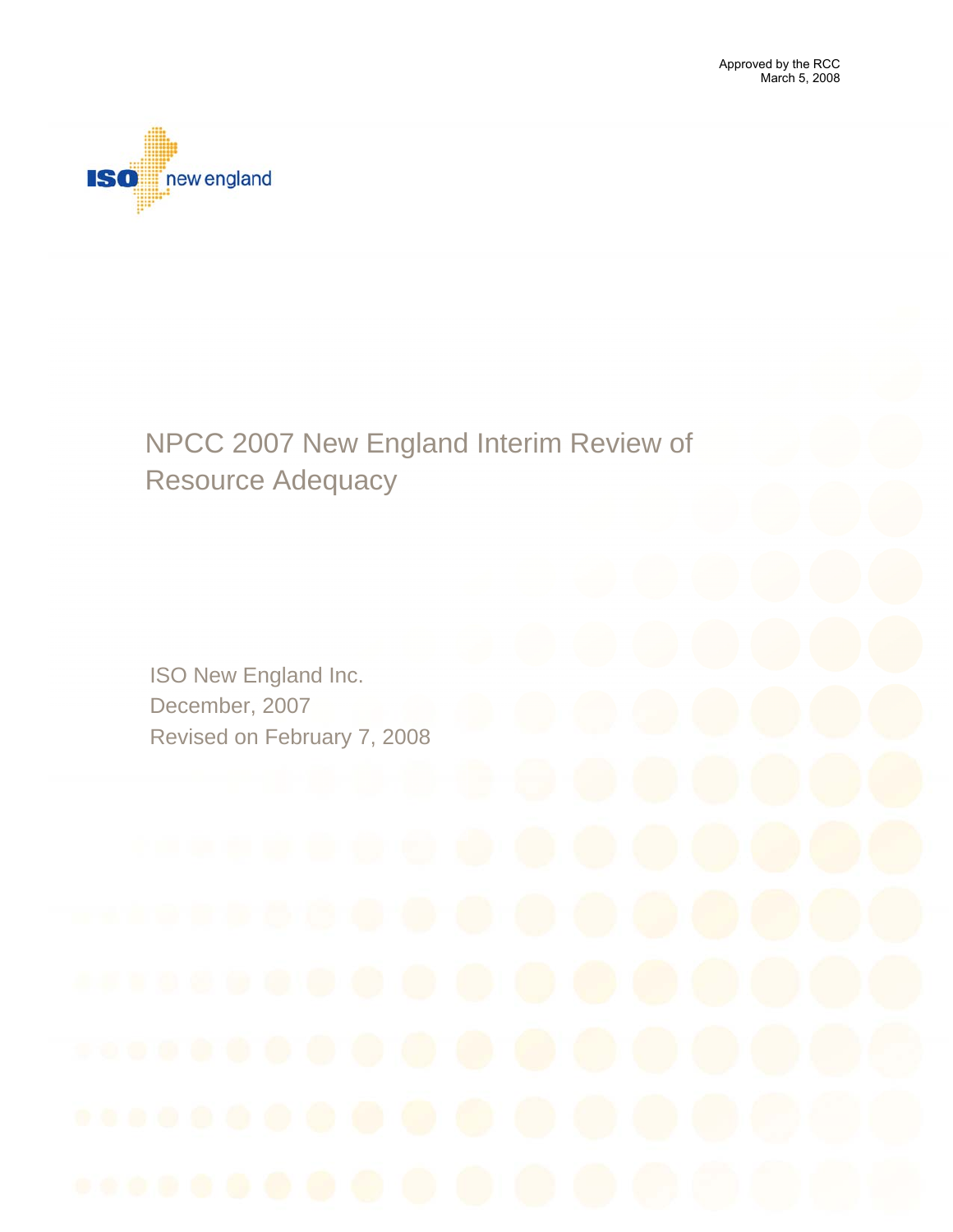Approved by the RCC
March 5, 2008

# NPCC 2007 New England Interim Review of Resource Adequacy

ISO New England Inc.
December, 2007
Revised on February 7, 2008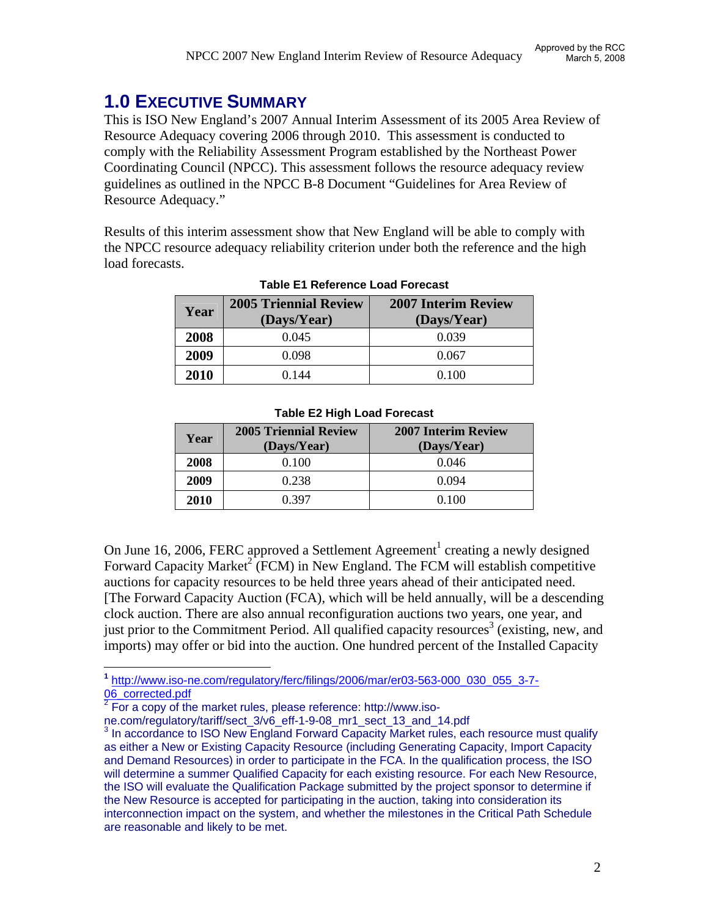# 1.0 Executive Summary

This is ISO New England's 2007 Annual Interim Assessment of its 2005 Area Review of Resource Adequacy covering 2006 through 2010. This assessment is conducted to comply with the Reliability Assessment Program established by the Northeast Power Coordinating Council (NPCC). This assessment follows the resource adequacy review guidelines as outlined in the NPCC B-8 Document "Guidelines for Area Review of Resource Adequacy."

Results of this interim assessment show that New England will be able to comply with the NPCC resource adequacy reliability criterion under both the reference and the high load forecasts.

**Table E1 Reference Load Forecast**

| Year | 2005 Triennial Review (Days/Year) | 2007 Interim Review (Days/Year) |
|---|---|---|
| **2008** | 0.045 | 0.039 |
| **2009** | 0.098 | 0.067 |
| **2010** | 0.144 | 0.100 |

**Table E2 High Load Forecast**

| Year | 2005 Triennial Review (Days/Year) | 2007 Interim Review (Days/Year) |
|---|---|---|
| **2008** | 0.100 | 0.046 |
| **2009** | 0.238 | 0.094 |
| **2010** | 0.397 | 0.100 |

On June 16, 2006, FERC approved a Settlement Agreement[1] creating a newly designed Forward Capacity Market[2] (FCM) in New England. The FCM will establish competitive auctions for capacity resources to be held three years ahead of their anticipated need. [The Forward Capacity Auction (FCA), which will be held annually, will be a descending clock auction. There are also annual reconfiguration auctions two years, one year, and just prior to the Commitment Period. All qualified capacity resources[3] (existing, new, and imports) may offer or bid into the auction. One hundred percent of the Installed Capacity

---

[1] http://www.iso-ne.com/regulatory/ferc/filings/2006/mar/er03-563-000_030_055_3-7-06_corrected.pdf

[2] For a copy of the market rules, please reference: http://www.iso-ne.com/regulatory/tariff/sect_3/v6_eff-1-9-08_mr1_sect_13_and_14.pdf

[3] In accordance to ISO New England Forward Capacity Market rules, each resource must qualify as either a New or Existing Capacity Resource (including Generating Capacity, Import Capacity and Demand Resources) in order to participate in the FCA. In the qualification process, the ISO will determine a summer Qualified Capacity for each existing resource. For each New Resource, the ISO will evaluate the Qualification Package submitted by the project sponsor to determine if the New Resource is accepted for participating in the auction, taking into consideration its interconnection impact on the system, and whether the milestones in the Critical Path Schedule are reasonable and likely to be met.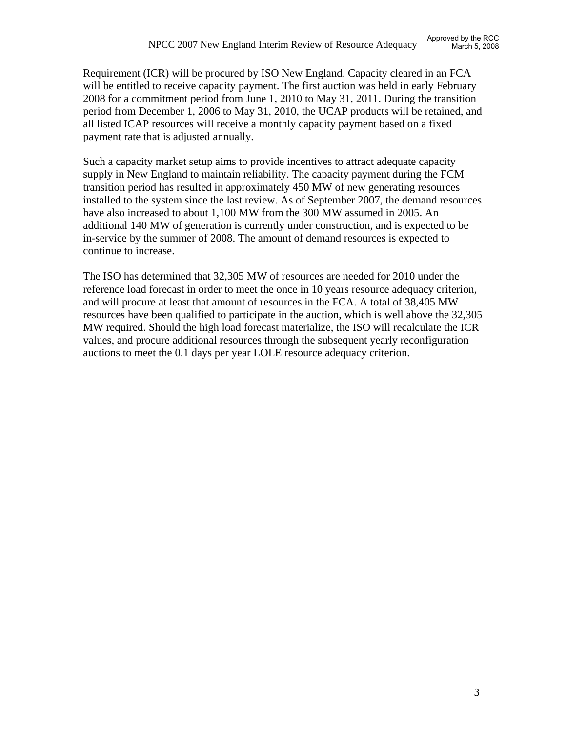Requirement (ICR) will be procured by ISO New England. Capacity cleared in an FCA will be entitled to receive capacity payment. The first auction was held in early February 2008 for a commitment period from June 1, 2010 to May 31, 2011. During the transition period from December 1, 2006 to May 31, 2010, the UCAP products will be retained, and all listed ICAP resources will receive a monthly capacity payment based on a fixed payment rate that is adjusted annually.

Such a capacity market setup aims to provide incentives to attract adequate capacity supply in New England to maintain reliability. The capacity payment during the FCM transition period has resulted in approximately 450 MW of new generating resources installed to the system since the last review. As of September 2007, the demand resources have also increased to about 1,100 MW from the 300 MW assumed in 2005. An additional 140 MW of generation is currently under construction, and is expected to be in-service by the summer of 2008. The amount of demand resources is expected to continue to increase.

The ISO has determined that 32,305 MW of resources are needed for 2010 under the reference load forecast in order to meet the once in 10 years resource adequacy criterion, and will procure at least that amount of resources in the FCA. A total of 38,405 MW resources have been qualified to participate in the auction, which is well above the 32,305 MW required. Should the high load forecast materialize, the ISO will recalculate the ICR values, and procure additional resources through the subsequent yearly reconfiguration auctions to meet the 0.1 days per year LOLE resource adequacy criterion.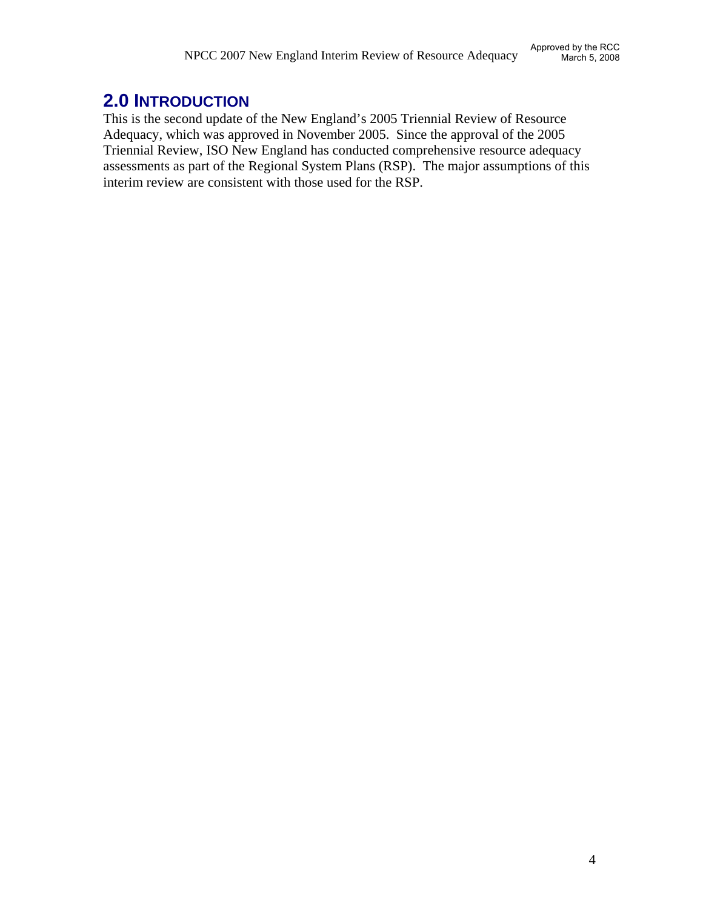## 2.0 INTRODUCTION

This is the second update of the New England's 2005 Triennial Review of Resource Adequacy, which was approved in November 2005. Since the approval of the 2005 Triennial Review, ISO New England has conducted comprehensive resource adequacy assessments as part of the Regional System Plans (RSP). The major assumptions of this interim review are consistent with those used for the RSP.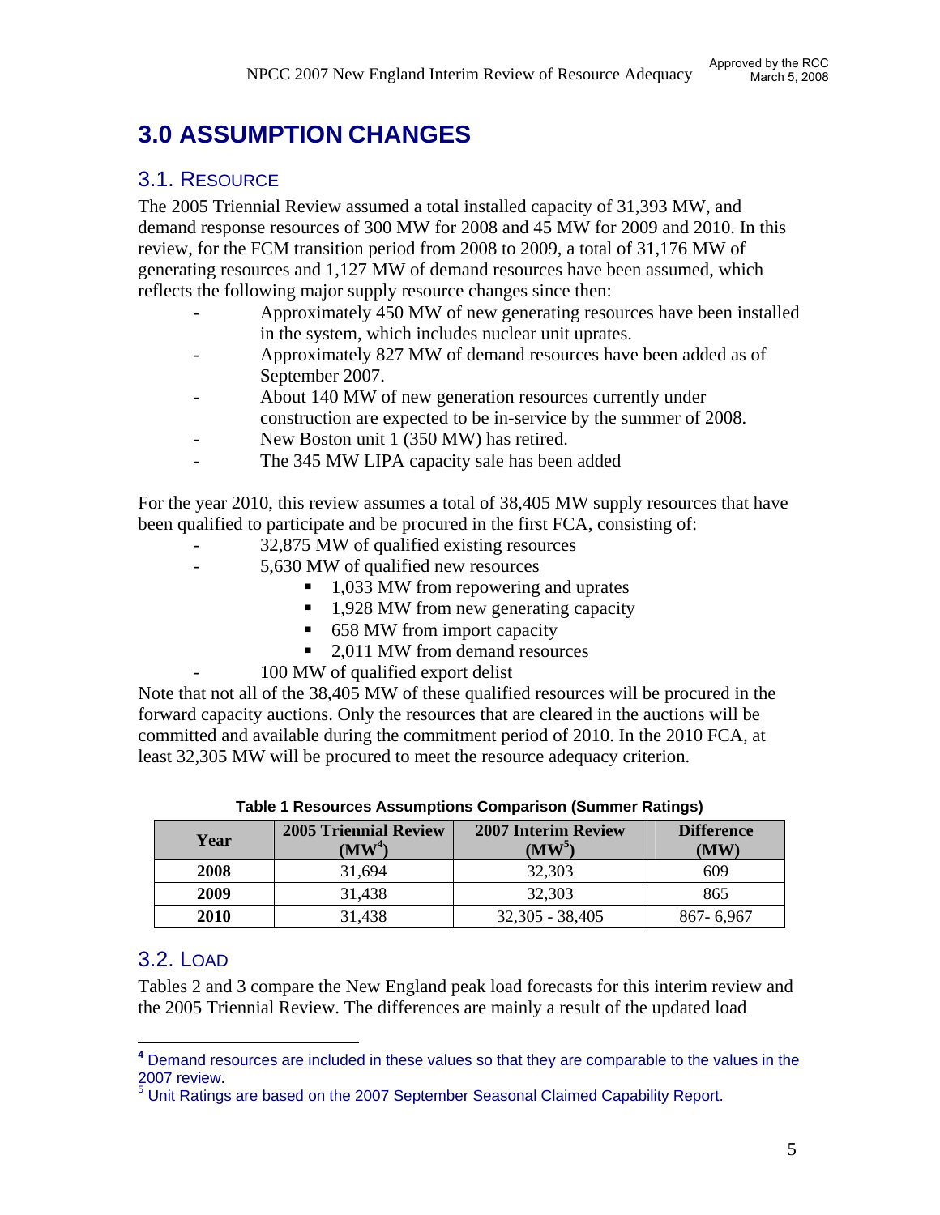# 3.0 ASSUMPTION CHANGES

## 3.1. RESOURCE

The 2005 Triennial Review assumed a total installed capacity of 31,393 MW, and demand response resources of 300 MW for 2008 and 45 MW for 2009 and 2010. In this review, for the FCM transition period from 2008 to 2009, a total of 31,176 MW of generating resources and 1,127 MW of demand resources have been assumed, which reflects the following major supply resource changes since then:

- Approximately 450 MW of new generating resources have been installed in the system, which includes nuclear unit uprates.
- Approximately 827 MW of demand resources have been added as of September 2007.
- About 140 MW of new generation resources currently under construction are expected to be in-service by the summer of 2008.
- New Boston unit 1 (350 MW) has retired.
- The 345 MW LIPA capacity sale has been added

For the year 2010, this review assumes a total of 38,405 MW supply resources that have been qualified to participate and be procured in the first FCA, consisting of:

- 32,875 MW of qualified existing resources
- 5,630 MW of qualified new resources
  - 1,033 MW from repowering and uprates
  - 1,928 MW from new generating capacity
  - 658 MW from import capacity
  - 2,011 MW from demand resources
- 100 MW of qualified export delist

Note that not all of the 38,405 MW of these qualified resources will be procured in the forward capacity auctions. Only the resources that are cleared in the auctions will be committed and available during the commitment period of 2010. In the 2010 FCA, at least 32,305 MW will be procured to meet the resource adequacy criterion.

**Table 1 Resources Assumptions Comparison (Summer Ratings)**

| Year | 2005 Triennial Review (MW[4]) | 2007 Interim Review (MW[5]) | Difference (MW) |
|---|---|---|---|
| **2008** | 31,694 | 32,303 | 609 |
| **2009** | 31,438 | 32,303 | 865 |
| **2010** | 31,438 | 32,305 - 38,405 | 867- 6,967 |

## 3.2. LOAD

Tables 2 and 3 compare the New England peak load forecasts for this interim review and the 2005 Triennial Review. The differences are mainly a result of the updated load

[4] Demand resources are included in these values so that they are comparable to the values in the 2007 review.

[5] Unit Ratings are based on the 2007 September Seasonal Claimed Capability Report.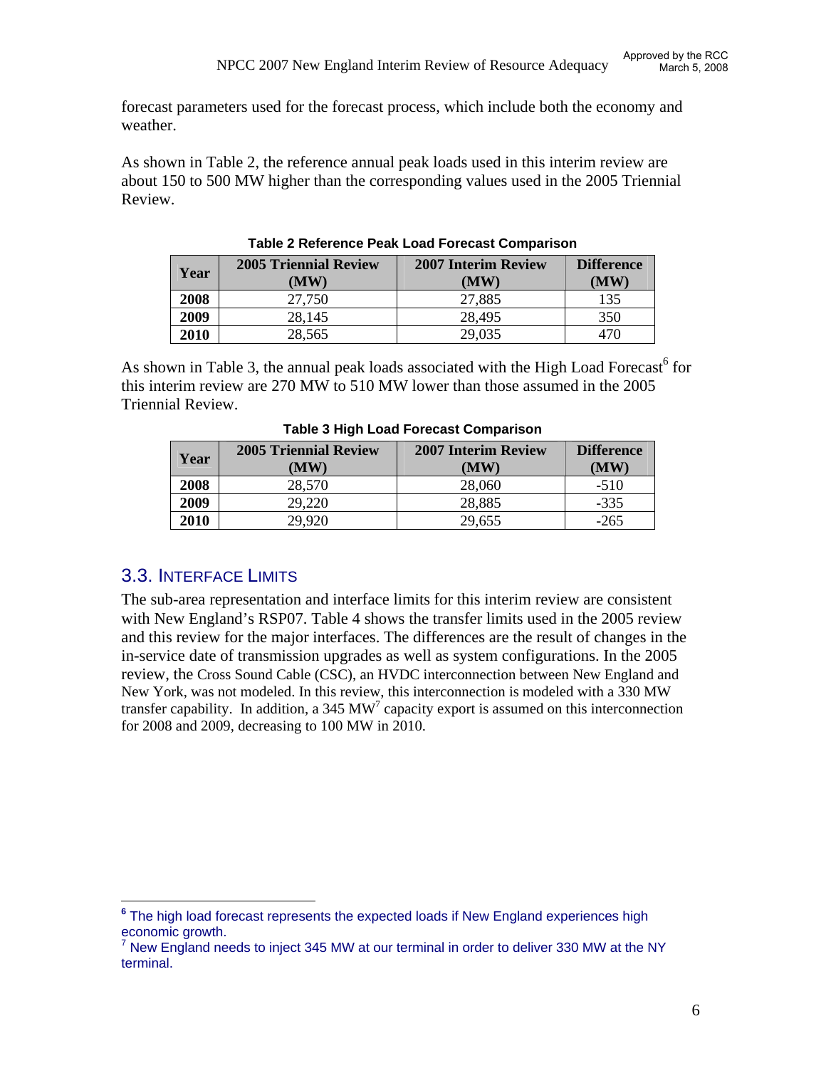forecast parameters used for the forecast process, which include both the economy and weather.

As shown in Table 2, the reference annual peak loads used in this interim review are about 150 to 500 MW higher than the corresponding values used in the 2005 Triennial Review.

**Table 2 Reference Peak Load Forecast Comparison**

| Year | 2005 Triennial Review (MW) | 2007 Interim Review (MW) | Difference (MW) |
|---|---|---|---|
| **2008** | 27,750 | 27,885 | 135 |
| **2009** | 28,145 | 28,495 | 350 |
| **2010** | 28,565 | 29,035 | 470 |

As shown in Table 3, the annual peak loads associated with the High Load Forecast[6] for this interim review are 270 MW to 510 MW lower than those assumed in the 2005 Triennial Review.

**Table 3 High Load Forecast Comparison**

| Year | 2005 Triennial Review (MW) | 2007 Interim Review (MW) | Difference (MW) |
|---|---|---|---|
| **2008** | 28,570 | 28,060 | -510 |
| **2009** | 29,220 | 28,885 | -335 |
| **2010** | 29,920 | 29,655 | -265 |

## 3.3. Interface Limits

The sub-area representation and interface limits for this interim review are consistent with New England's RSP07. Table 4 shows the transfer limits used in the 2005 review and this review for the major interfaces. The differences are the result of changes in the in-service date of transmission upgrades as well as system configurations. In the 2005 review, the Cross Sound Cable (CSC), an HVDC interconnection between New England and New York, was not modeled. In this review, this interconnection is modeled with a 330 MW transfer capability. In addition, a 345 MW[7] capacity export is assumed on this interconnection for 2008 and 2009, decreasing to 100 MW in 2010.

---

[6] The high load forecast represents the expected loads if New England experiences high economic growth.

[7] New England needs to inject 345 MW at our terminal in order to deliver 330 MW at the NY terminal.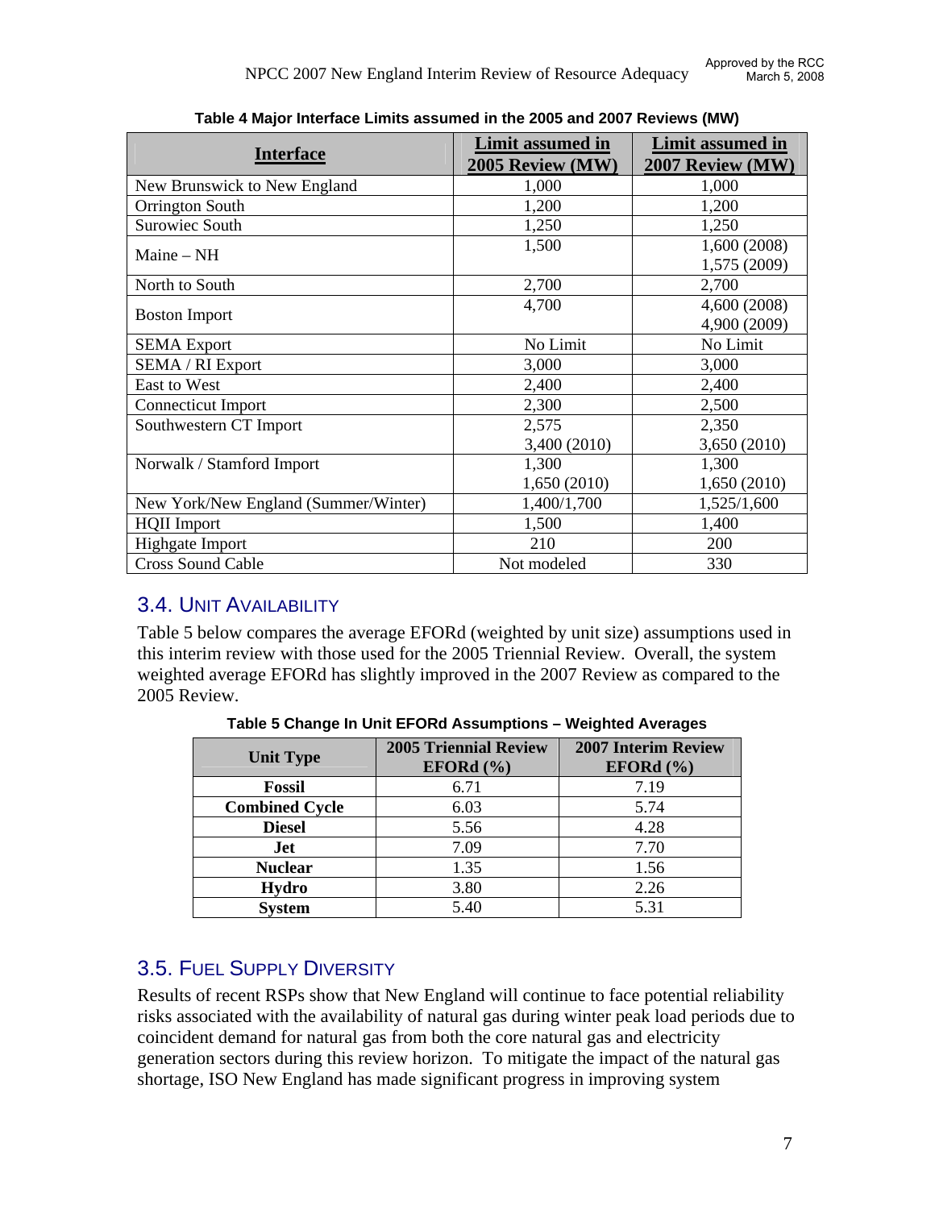Table 4 Major Interface Limits assumed in the 2005 and 2007 Reviews (MW)

| Interface | Limit assumed in 2005 Review (MW) | Limit assumed in 2007 Review (MW) |
|---|---|---|
| New Brunswick to New England | 1,000 | 1,000 |
| Orrington South | 1,200 | 1,200 |
| Surowiec South | 1,250 | 1,250 |
| Maine – NH | 1,500 | 1,600 (2008) 1,575 (2009) |
| North to South | 2,700 | 2,700 |
| Boston Import | 4,700 | 4,600 (2008) 4,900 (2009) |
| SEMA Export | No Limit | No Limit |
| SEMA / RI Export | 3,000 | 3,000 |
| East to West | 2,400 | 2,400 |
| Connecticut Import | 2,300 | 2,500 |
| Southwestern CT Import | 2,575 3,400 (2010) | 2,350 3,650 (2010) |
| Norwalk / Stamford Import | 1,300 1,650 (2010) | 1,300 1,650 (2010) |
| New York/New England (Summer/Winter) | 1,400/1,700 | 1,525/1,600 |
| HQII Import | 1,500 | 1,400 |
| Highgate Import | 210 | 200 |
| Cross Sound Cable | Not modeled | 330 |

## 3.4. Unit Availability

Table 5 below compares the average EFORd (weighted by unit size) assumptions used in this interim review with those used for the 2005 Triennial Review. Overall, the system weighted average EFORd has slightly improved in the 2007 Review as compared to the 2005 Review.

Table 5 Change In Unit EFORd Assumptions – Weighted Averages

| Unit Type | 2005 Triennial Review EFORd (%) | 2007 Interim Review EFORd (%) |
|---|---|---|
| **Fossil** | 6.71 | 7.19 |
| **Combined Cycle** | 6.03 | 5.74 |
| **Diesel** | 5.56 | 4.28 |
| **Jet** | 7.09 | 7.70 |
| **Nuclear** | 1.35 | 1.56 |
| **Hydro** | 3.80 | 2.26 |
| **System** | 5.40 | 5.31 |

## 3.5. Fuel Supply Diversity

Results of recent RSPs show that New England will continue to face potential reliability risks associated with the availability of natural gas during winter peak load periods due to coincident demand for natural gas from both the core natural gas and electricity generation sectors during this review horizon. To mitigate the impact of the natural gas shortage, ISO New England has made significant progress in improving system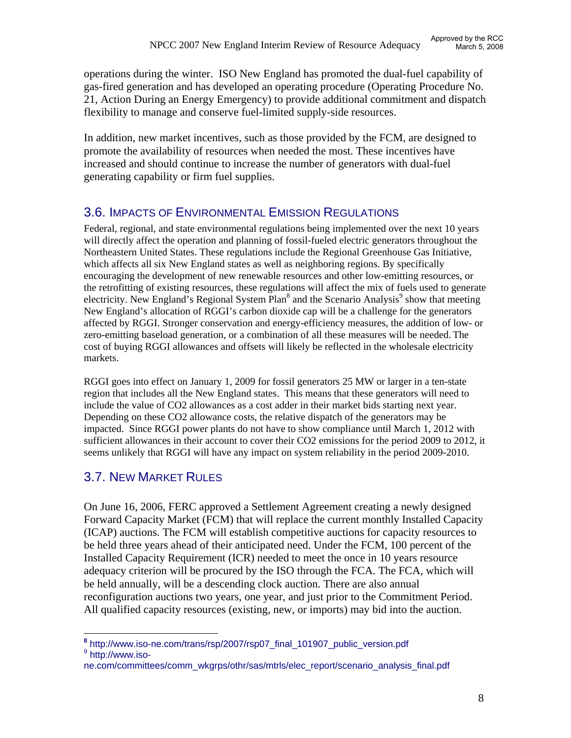operations during the winter. ISO New England has promoted the dual-fuel capability of gas-fired generation and has developed an operating procedure (Operating Procedure No. 21, Action During an Energy Emergency) to provide additional commitment and dispatch flexibility to manage and conserve fuel-limited supply-side resources.

In addition, new market incentives, such as those provided by the FCM, are designed to promote the availability of resources when needed the most. These incentives have increased and should continue to increase the number of generators with dual-fuel generating capability or firm fuel supplies.

## 3.6. Impacts of Environmental Emission Regulations

Federal, regional, and state environmental regulations being implemented over the next 10 years will directly affect the operation and planning of fossil-fueled electric generators throughout the Northeastern United States. These regulations include the Regional Greenhouse Gas Initiative, which affects all six New England states as well as neighboring regions. By specifically encouraging the development of new renewable resources and other low-emitting resources, or the retrofitting of existing resources, these regulations will affect the mix of fuels used to generate electricity. New England's Regional System Plan[8] and the Scenario Analysis[9] show that meeting New England's allocation of RGGI's carbon dioxide cap will be a challenge for the generators affected by RGGI. Stronger conservation and energy-efficiency measures, the addition of low- or zero-emitting baseload generation, or a combination of all these measures will be needed. The cost of buying RGGI allowances and offsets will likely be reflected in the wholesale electricity markets.

RGGI goes into effect on January 1, 2009 for fossil generators 25 MW or larger in a ten-state region that includes all the New England states. This means that these generators will need to include the value of $CO_2$ allowances as a cost adder in their market bids starting next year. Depending on these $CO_2$ allowance costs, the relative dispatch of the generators may be impacted. Since RGGI power plants do not have to show compliance until March 1, 2012 with sufficient allowances in their account to cover their $CO_2$ emissions for the period 2009 to 2012, it seems unlikely that RGGI will have any impact on system reliability in the period 2009-2010.

## 3.7. New Market Rules

On June 16, 2006, FERC approved a Settlement Agreement creating a newly designed Forward Capacity Market (FCM) that will replace the current monthly Installed Capacity (ICAP) auctions. The FCM will establish competitive auctions for capacity resources to be held three years ahead of their anticipated need. Under the FCM, 100 percent of the Installed Capacity Requirement (ICR) needed to meet the once in 10 years resource adequacy criterion will be procured by the ISO through the FCA. The FCA, which will be held annually, will be a descending clock auction. There are also annual reconfiguration auctions two years, one year, and just prior to the Commitment Period. All qualified capacity resources (existing, new, or imports) may bid into the auction.

---

[8] http://www.iso-ne.com/trans/rsp/2007/rsp07_final_101907_public_version.pdf

[9] http://www.iso-ne.com/committees/comm_wkgrps/othr/sas/mtrls/elec_report/scenario_analysis_final.pdf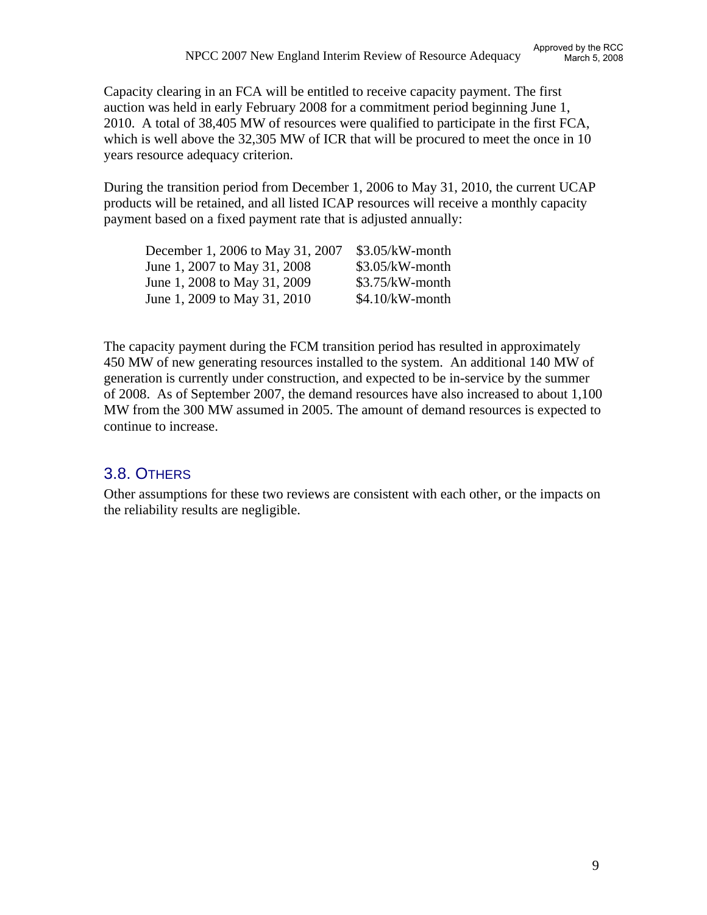Capacity clearing in an FCA will be entitled to receive capacity payment. The first auction was held in early February 2008 for a commitment period beginning June 1, 2010. A total of 38,405 MW of resources were qualified to participate in the first FCA, which is well above the 32,305 MW of ICR that will be procured to meet the once in 10 years resource adequacy criterion.

During the transition period from December 1, 2006 to May 31, 2010, the current UCAP products will be retained, and all listed ICAP resources will receive a monthly capacity payment based on a fixed payment rate that is adjusted annually:

| | |
|---|---|
| December 1, 2006 to May 31, 2007 | $3.05/kW-month |
| June 1, 2007 to May 31, 2008 | $3.05/kW-month |
| June 1, 2008 to May 31, 2009 | $3.75/kW-month |
| June 1, 2009 to May 31, 2010 | $4.10/kW-month |

The capacity payment during the FCM transition period has resulted in approximately 450 MW of new generating resources installed to the system. An additional 140 MW of generation is currently under construction, and expected to be in-service by the summer of 2008. As of September 2007, the demand resources have also increased to about 1,100 MW from the 300 MW assumed in 2005. The amount of demand resources is expected to continue to increase.

## 3.8. Others

Other assumptions for these two reviews are consistent with each other, or the impacts on the reliability results are negligible.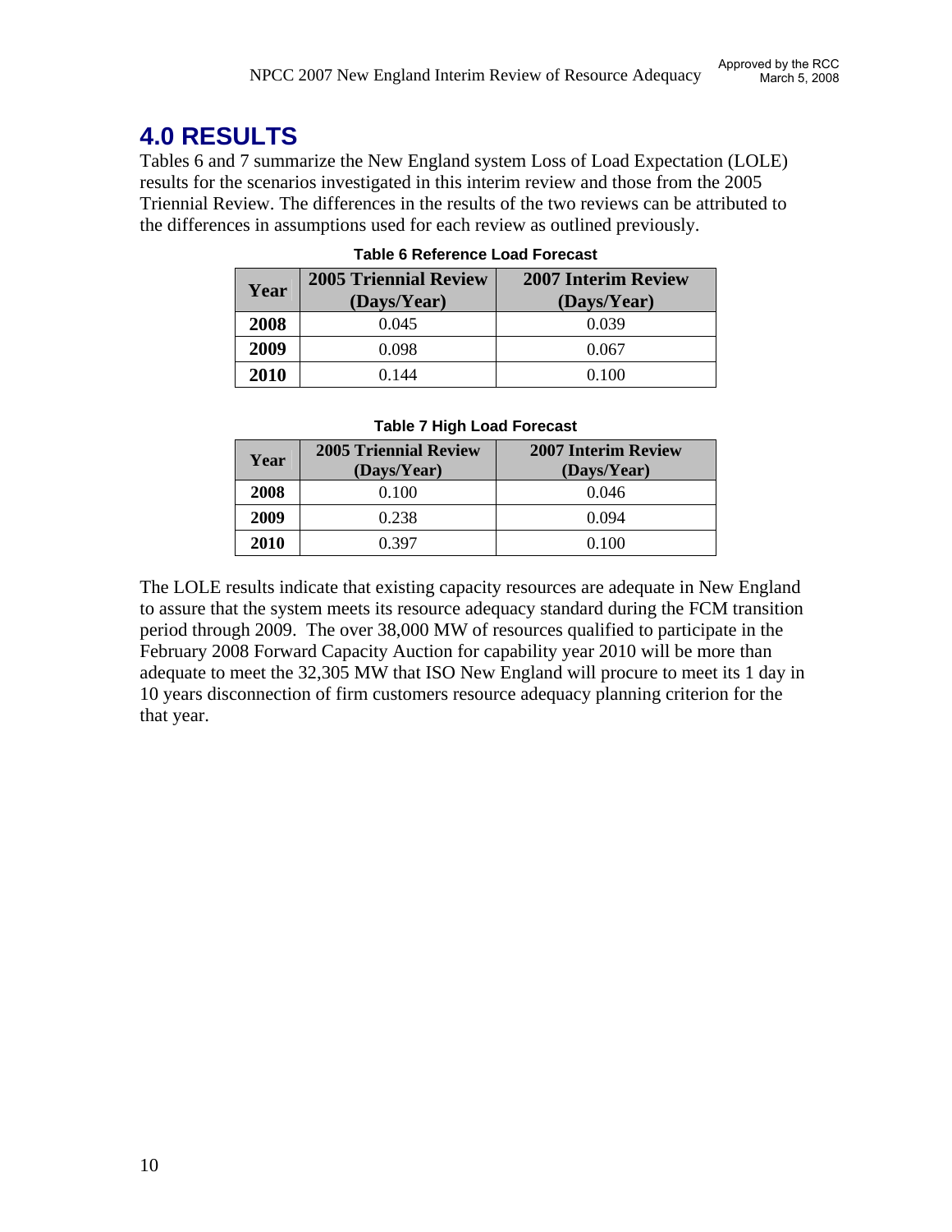# 4.0 RESULTS

Tables 6 and 7 summarize the New England system Loss of Load Expectation (LOLE) results for the scenarios investigated in this interim review and those from the 2005 Triennial Review. The differences in the results of the two reviews can be attributed to the differences in assumptions used for each review as outlined previously.

**Table 6 Reference Load Forecast**

| Year | 2005 Triennial Review (Days/Year) | 2007 Interim Review (Days/Year) |
|---|---|---|
| 2008 | 0.045 | 0.039 |
| 2009 | 0.098 | 0.067 |
| 2010 | 0.144 | 0.100 |

**Table 7 High Load Forecast**

| Year | 2005 Triennial Review (Days/Year) | 2007 Interim Review (Days/Year) |
|---|---|---|
| 2008 | 0.100 | 0.046 |
| 2009 | 0.238 | 0.094 |
| 2010 | 0.397 | 0.100 |

The LOLE results indicate that existing capacity resources are adequate in New England to assure that the system meets its resource adequacy standard during the FCM transition period through 2009. The over 38,000 MW of resources qualified to participate in the February 2008 Forward Capacity Auction for capability year 2010 will be more than adequate to meet the 32,305 MW that ISO New England will procure to meet its 1 day in 10 years disconnection of firm customers resource adequacy planning criterion for the that year.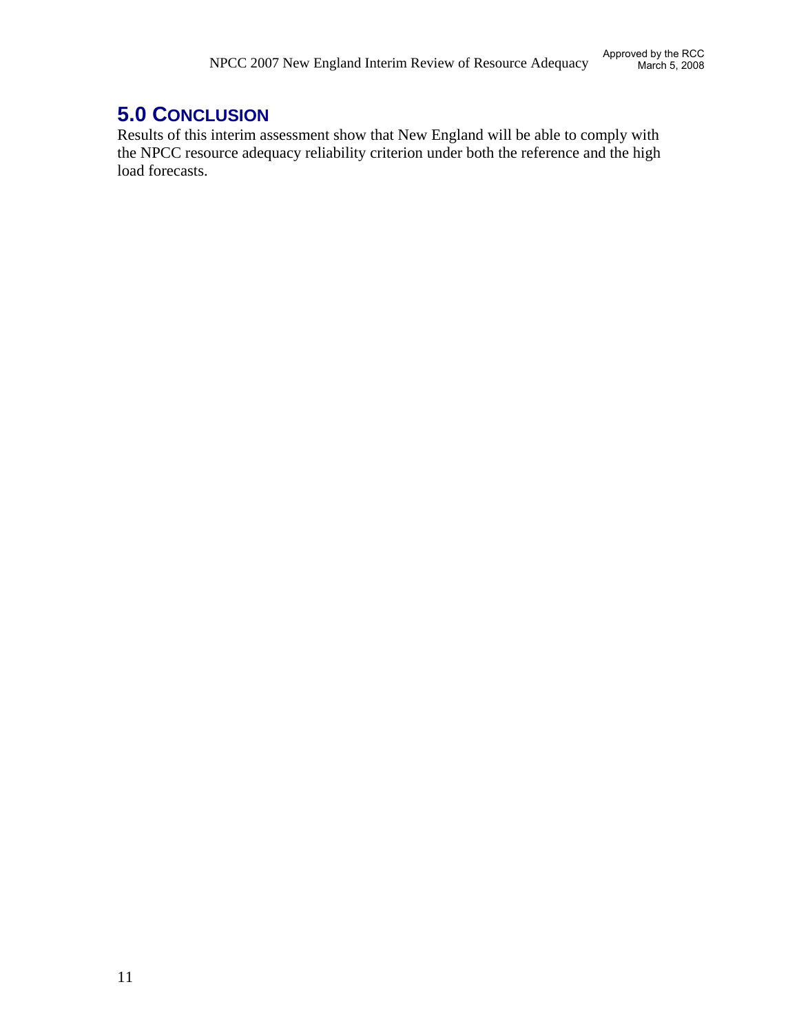# 5.0 Conclusion

Results of this interim assessment show that New England will be able to comply with the NPCC resource adequacy reliability criterion under both the reference and the high load forecasts.